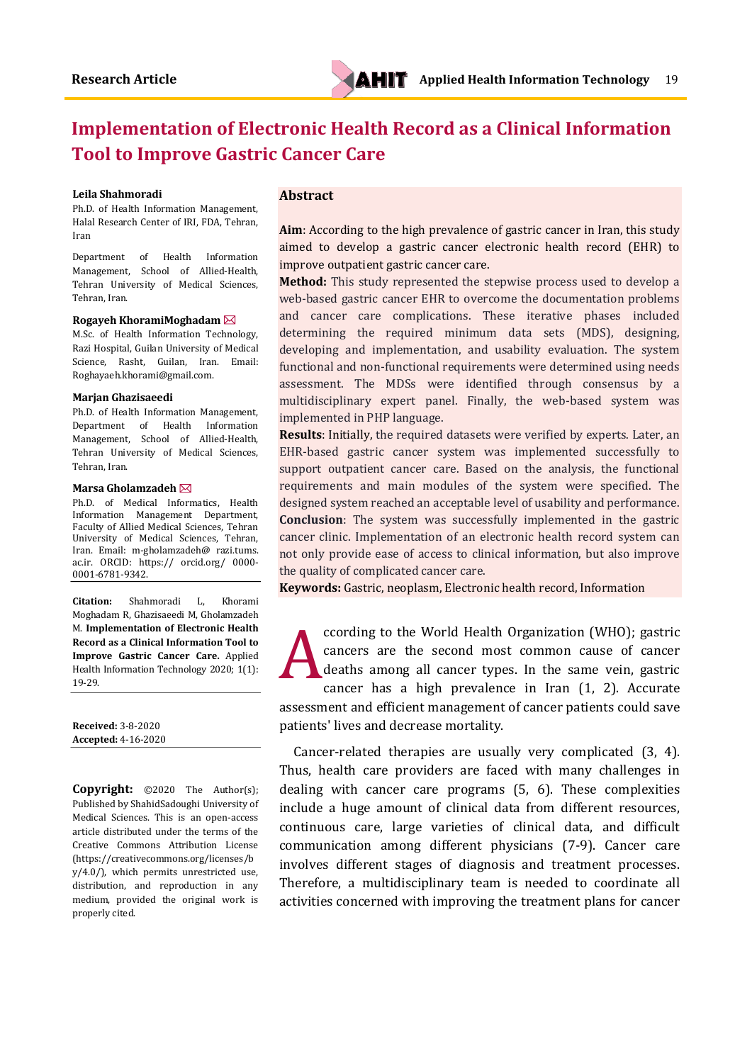Research Article

# Implementation of Electronic Health Record as a Clinical Information Tool to Improve Gastric Cancer Care

**Leila Shahmoradi**
Ph.D. of Health Information Management, Halal Research Center of IRI, FDA, Tehran, Iran

Department of Health Information Management, School of Allied-Health, Tehran University of Medical Sciences, Tehran, Iran.

**Rogayeh KhoramiMoghadam** ✉
M.Sc. of Health Information Technology, Razi Hospital, Guilan University of Medical Science, Rasht, Guilan, Iran. Email: Roghayaeh.khorami@gmail.com.

**Marjan Ghazisaeedi**
Ph.D. of Health Information Management, Department of Health Information Management, School of Allied-Health, Tehran University of Medical Sciences, Tehran, Iran.

**Marsa Gholamzadeh** ✉
Ph.D. of Medical Informatics, Health Information Management Department, Faculty of Allied Medical Sciences, Tehran University of Medical Sciences, Tehran, Iran. Email: m-gholamzadeh@ razi.tums. ac.ir. ORCID: https:// orcid.org/ 0000-0001-6781-9342.

**Citation:** Shahmoradi L, Khorami Moghadam R, Ghazisaeedi M, Gholamzadeh M. **Implementation of Electronic Health Record as a Clinical Information Tool to Improve Gastric Cancer Care.** Applied Health Information Technology 2020; 1(1): 19-29.

**Received:** 3-8-2020
**Accepted:** 4-16-2020

**Copyright:** ©2020 The Author(s); Published by ShahidSadoughi University of Medical Sciences. This is an open-access article distributed under the terms of the Creative Commons Attribution License (https://creativecommons.org/licenses/by/4.0/), which permits unrestricted use, distribution, and reproduction in any medium, provided the original work is properly cited.

## Abstract

**Aim**: According to the high prevalence of gastric cancer in Iran, this study aimed to develop a gastric cancer electronic health record (EHR) to improve outpatient gastric cancer care.

**Method:** This study represented the stepwise process used to develop a web-based gastric cancer EHR to overcome the documentation problems and cancer care complications. These iterative phases included determining the required minimum data sets (MDS), designing, developing and implementation, and usability evaluation. The system functional and non-functional requirements were determined using needs assessment. The MDSs were identified through consensus by a multidisciplinary expert panel. Finally, the web-based system was implemented in PHP language.

**Results**: Initially, the required datasets were verified by experts. Later, an EHR-based gastric cancer system was implemented successfully to support outpatient cancer care. Based on the analysis, the functional requirements and main modules of the system were specified. The designed system reached an acceptable level of usability and performance.

**Conclusion**: The system was successfully implemented in the gastric cancer clinic. Implementation of an electronic health record system can not only provide ease of access to clinical information, but also improve the quality of complicated cancer care.

**Keywords:** Gastric, neoplasm, Electronic health record, Information

According to the World Health Organization (WHO); gastric cancers are the second most common cause of cancer deaths among all cancer types. In the same vein, gastric cancer has a high prevalence in Iran (1, 2). Accurate assessment and efficient management of cancer patients could save patients' lives and decrease mortality.

Cancer-related therapies are usually very complicated (3, 4). Thus, health care providers are faced with many challenges in dealing with cancer care programs (5, 6). These complexities include a huge amount of clinical data from different resources, continuous care, large varieties of clinical data, and difficult communication among different physicians (7-9). Cancer care involves different stages of diagnosis and treatment processes. Therefore, a multidisciplinary team is needed to coordinate all activities concerned with improving the treatment plans for cancer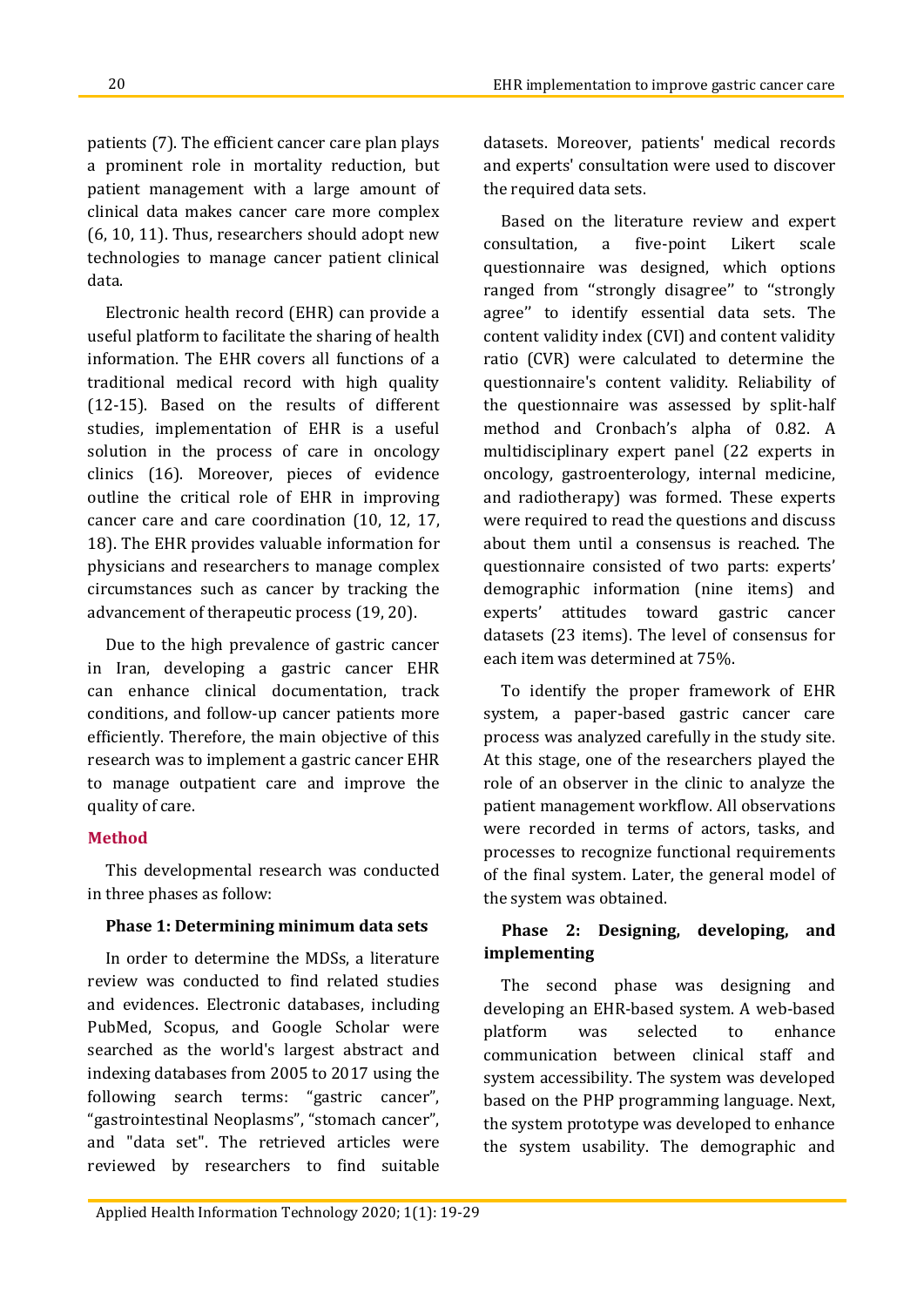patients (7). The efficient cancer care plan plays a prominent role in mortality reduction, but patient management with a large amount of clinical data makes cancer care more complex (6, 10, 11). Thus, researchers should adopt new technologies to manage cancer patient clinical data.

Electronic health record (EHR) can provide a useful platform to facilitate the sharing of health information. The EHR covers all functions of a traditional medical record with high quality (12-15). Based on the results of different studies, implementation of EHR is a useful solution in the process of care in oncology clinics (16). Moreover, pieces of evidence outline the critical role of EHR in improving cancer care and care coordination (10, 12, 17, 18). The EHR provides valuable information for physicians and researchers to manage complex circumstances such as cancer by tracking the advancement of therapeutic process (19, 20).

Due to the high prevalence of gastric cancer in Iran, developing a gastric cancer EHR can enhance clinical documentation, track conditions, and follow-up cancer patients more efficiently. Therefore, the main objective of this research was to implement a gastric cancer EHR to manage outpatient care and improve the quality of care.

## Method

This developmental research was conducted in three phases as follow:

### Phase 1: Determining minimum data sets

In order to determine the MDSs, a literature review was conducted to find related studies and evidences. Electronic databases, including PubMed, Scopus, and Google Scholar were searched as the world's largest abstract and indexing databases from 2005 to 2017 using the following search terms: "gastric cancer", "gastrointestinal Neoplasms", "stomach cancer", and "data set". The retrieved articles were reviewed by researchers to find suitable datasets. Moreover, patients' medical records and experts' consultation were used to discover the required data sets.

Based on the literature review and expert consultation, a five-point Likert scale questionnaire was designed, which options ranged from "strongly disagree" to "strongly agree" to identify essential data sets. The content validity index (CVI) and content validity ratio (CVR) were calculated to determine the questionnaire's content validity. Reliability of the questionnaire was assessed by split-half method and Cronbach's alpha of 0.82. A multidisciplinary expert panel (22 experts in oncology, gastroenterology, internal medicine, and radiotherapy) was formed. These experts were required to read the questions and discuss about them until a consensus is reached. The questionnaire consisted of two parts: experts' demographic information (nine items) and experts' attitudes toward gastric cancer datasets (23 items). The level of consensus for each item was determined at 75%.

To identify the proper framework of EHR system, a paper-based gastric cancer care process was analyzed carefully in the study site. At this stage, one of the researchers played the role of an observer in the clinic to analyze the patient management workflow. All observations were recorded in terms of actors, tasks, and processes to recognize functional requirements of the final system. Later, the general model of the system was obtained.

### Phase 2: Designing, developing, and implementing

The second phase was designing and developing an EHR-based system. A web-based platform was selected to enhance communication between clinical staff and system accessibility. The system was developed based on the PHP programming language. Next, the system prototype was developed to enhance the system usability. The demographic and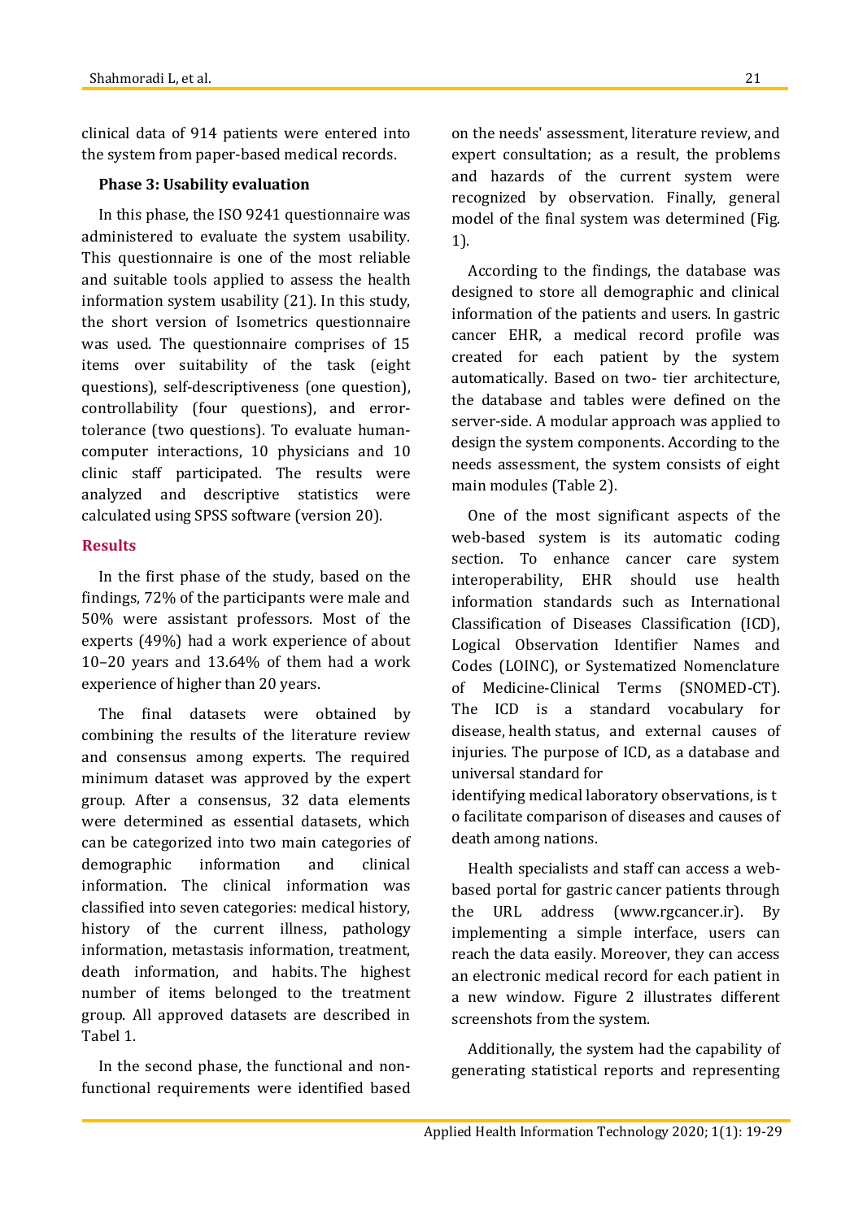clinical data of 914 patients were entered into the system from paper-based medical records.

### Phase 3: Usability evaluation

In this phase, the ISO 9241 questionnaire was administered to evaluate the system usability. This questionnaire is one of the most reliable and suitable tools applied to assess the health information system usability (21). In this study, the short version of Isometrics questionnaire was used. The questionnaire comprises of 15 items over suitability of the task (eight questions), self-descriptiveness (one question), controllability (four questions), and error-tolerance (two questions). To evaluate human-computer interactions, 10 physicians and 10 clinic staff participated. The results were analyzed and descriptive statistics were calculated using SPSS software (version 20).

## Results

In the first phase of the study, based on the findings, 72% of the participants were male and 50% were assistant professors. Most of the experts (49%) had a work experience of about 10–20 years and 13.64% of them had a work experience of higher than 20 years.

The final datasets were obtained by combining the results of the literature review and consensus among experts. The required minimum dataset was approved by the expert group. After a consensus, 32 data elements were determined as essential datasets, which can be categorized into two main categories of demographic information and clinical information. The clinical information was classified into seven categories: medical history, history of the current illness, pathology information, metastasis information, treatment, death information, and habits. The highest number of items belonged to the treatment group. All approved datasets are described in Tabel 1.

In the second phase, the functional and non-functional requirements were identified based on the needs' assessment, literature review, and expert consultation; as a result, the problems and hazards of the current system were recognized by observation. Finally, general model of the final system was determined (Fig. 1).

According to the findings, the database was designed to store all demographic and clinical information of the patients and users. In gastric cancer EHR, a medical record profile was created for each patient by the system automatically. Based on two- tier architecture, the database and tables were defined on the server-side. A modular approach was applied to design the system components. According to the needs assessment, the system consists of eight main modules (Table 2).

One of the most significant aspects of the web-based system is its automatic coding section. To enhance cancer care system interoperability, EHR should use health information standards such as International Classification of Diseases Classification (ICD), Logical Observation Identifier Names and Codes (LOINC), or Systematized Nomenclature of Medicine-Clinical Terms (SNOMED-CT). The ICD is a standard vocabulary for disease, health status, and external causes of injuries. The purpose of ICD, as a database and universal standard for identifying medical laboratory observations, is t o facilitate comparison of diseases and causes of death among nations.

Health specialists and staff can access a web-based portal for gastric cancer patients through the URL address (www.rgcancer.ir). By implementing a simple interface, users can reach the data easily. Moreover, they can access an electronic medical record for each patient in a new window. Figure 2 illustrates different screenshots from the system.

Additionally, the system had the capability of generating statistical reports and representing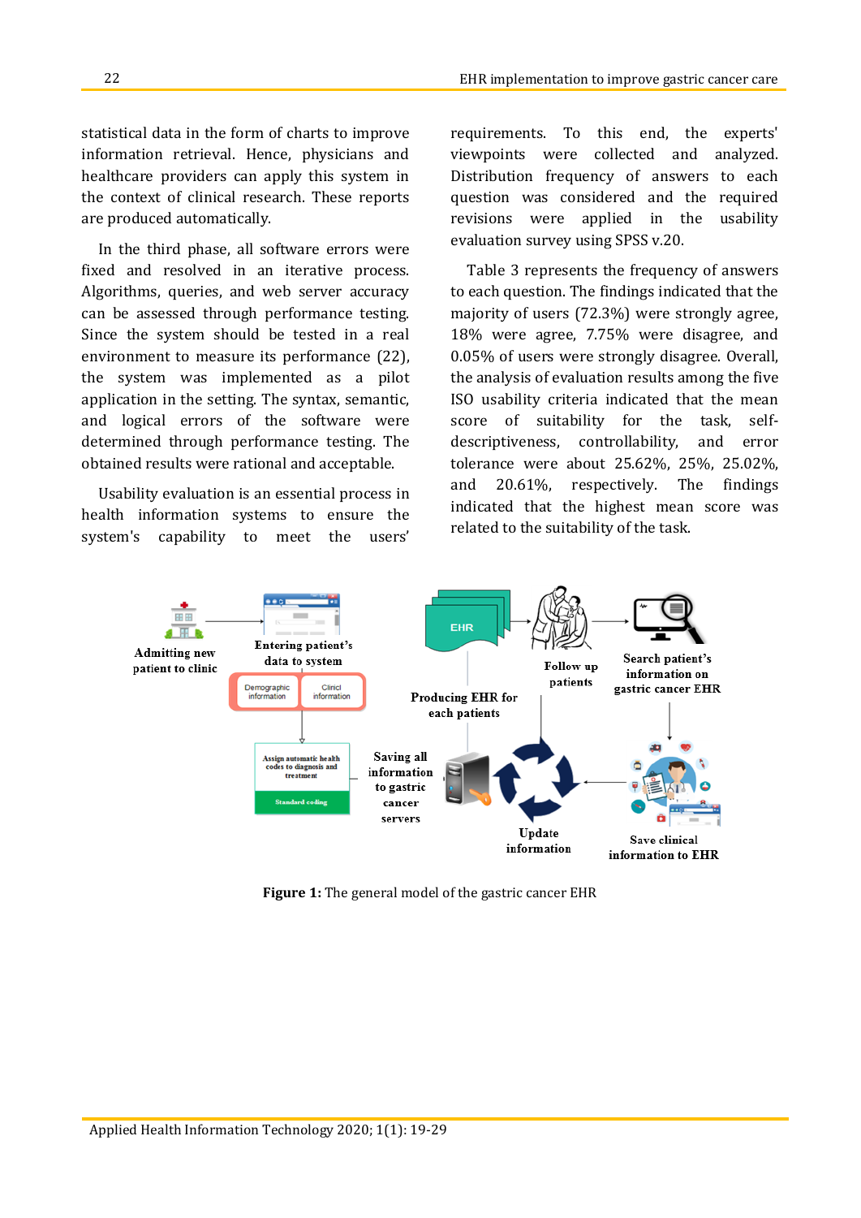statistical data in the form of charts to improve information retrieval. Hence, physicians and healthcare providers can apply this system in the context of clinical research. These reports are produced automatically.

In the third phase, all software errors were fixed and resolved in an iterative process. Algorithms, queries, and web server accuracy can be assessed through performance testing. Since the system should be tested in a real environment to measure its performance (22), the system was implemented as a pilot application in the setting. The syntax, semantic, and logical errors of the software were determined through performance testing. The obtained results were rational and acceptable.

Usability evaluation is an essential process in health information systems to ensure the system's capability to meet the users' requirements. To this end, the experts' viewpoints were collected and analyzed. Distribution frequency of answers to each question was considered and the required revisions were applied in the usability evaluation survey using SPSS v.20.

Table 3 represents the frequency of answers to each question. The findings indicated that the majority of users (72.3%) were strongly agree, 18% were agree, 7.75% were disagree, and 0.05% of users were strongly disagree. Overall, the analysis of evaluation results among the five ISO usability criteria indicated that the mean score of suitability for the task, self-descriptiveness, controllability, and error tolerance were about 25.62%, 25%, 25.02%, and 20.61%, respectively. The findings indicated that the highest mean score was related to the suitability of the task.

Admitting new patient to clinic
Entering patient's data to system
Demographic information
Clinical information
Assign automatic health codes to diagnosis and treatment
Standard coding
Saving all information to gastric cancer servers
EHR
Producing EHR for each patients
Follow up patients
Search patient's information on gastric cancer EHR
Update information
Save clinical information to EHR

**Figure 1:** The general model of the gastric cancer EHR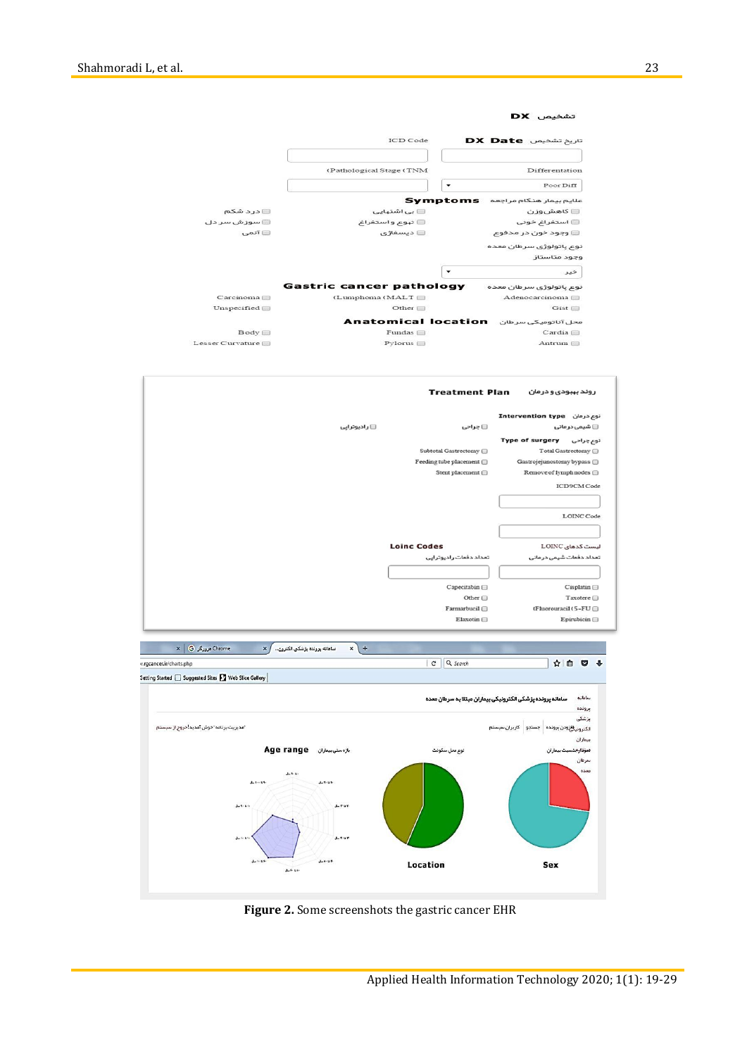**Figure 2.** Some screenshots the gastric cancer EHR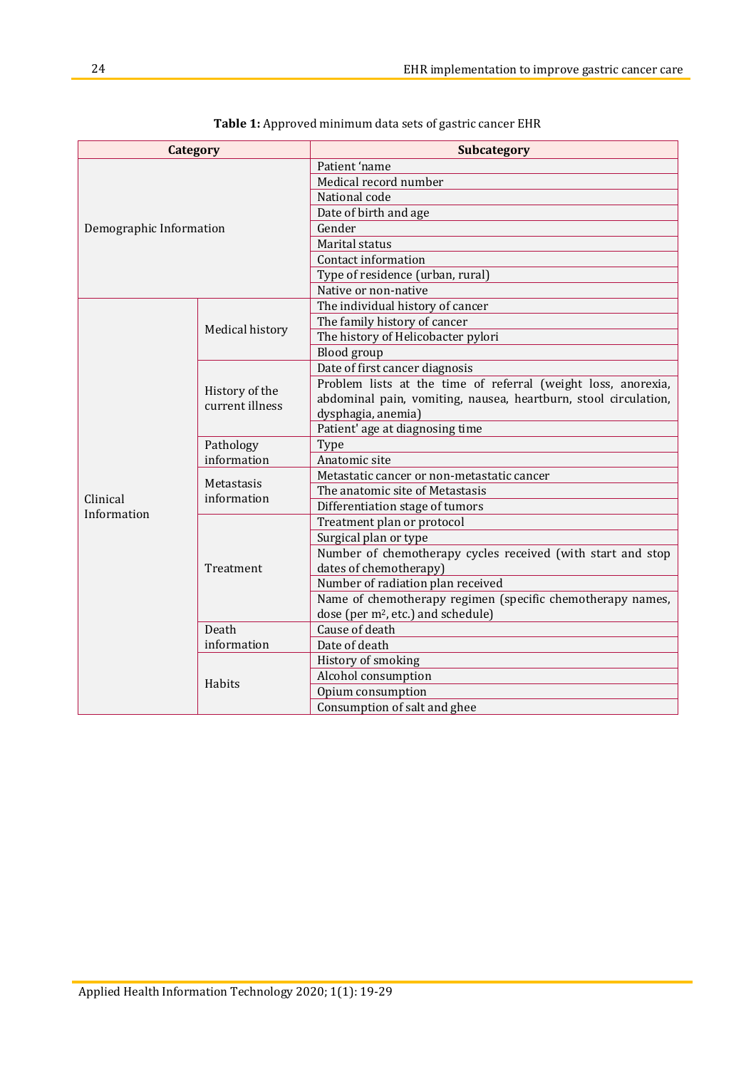**Table 1:** Approved minimum data sets of gastric cancer EHR

| Category | | Subcategory |
| --- | --- | --- |
| Demographic Information | | Patient 'name |
| | | Medical record number |
| | | National code |
| | | Date of birth and age |
| | | Gender |
| | | Marital status |
| | | Contact information |
| | | Type of residence (urban, rural) |
| | | Native or non-native |
| Clinical Information | Medical history | The individual history of cancer |
| | | The family history of cancer |
| | | The history of Helicobacter pylori |
| | | Blood group |
| | History of the current illness | Date of first cancer diagnosis |
| | | Problem lists at the time of referral (weight loss, anorexia, abdominal pain, vomiting, nausea, heartburn, stool circulation, dysphagia, anemia) |
| | | Patient' age at diagnosing time |
| | Pathology information | Type |
| | | Anatomic site |
| | Metastasis information | Metastatic cancer or non-metastatic cancer |
| | | The anatomic site of Metastasis |
| | | Differentiation stage of tumors |
| | Treatment | Treatment plan or protocol |
| | | Surgical plan or type |
| | | Number of chemotherapy cycles received (with start and stop dates of chemotherapy) |
| | | Number of radiation plan received |
| | | Name of chemotherapy regimen (specific chemotherapy names, dose (per $m^2$, etc.) and schedule) |
| | Death information | Cause of death |
| | | Date of death |
| | Habits | History of smoking |
| | | Alcohol consumption |
| | | Opium consumption |
| | | Consumption of salt and ghee |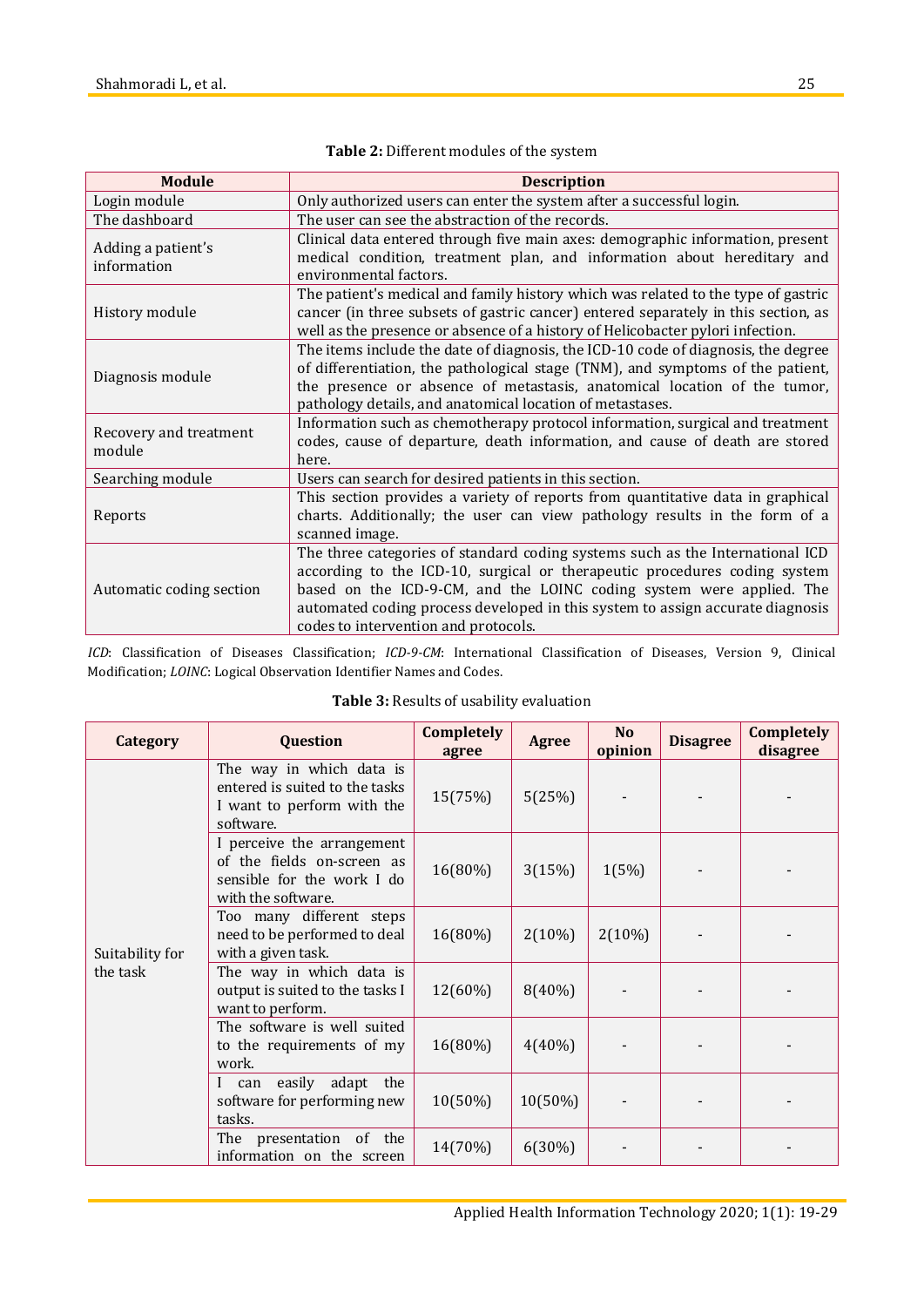**Table 2:** Different modules of the system

| Module | Description |
|---|---|
| Login module | Only authorized users can enter the system after a successful login. |
| The dashboard | The user can see the abstraction of the records. |
| Adding a patient's information | Clinical data entered through five main axes: demographic information, present medical condition, treatment plan, and information about hereditary and environmental factors. |
| History module | The patient's medical and family history which was related to the type of gastric cancer (in three subsets of gastric cancer) entered separately in this section, as well as the presence or absence of a history of Helicobacter pylori infection. |
| Diagnosis module | The items include the date of diagnosis, the ICD-10 code of diagnosis, the degree of differentiation, the pathological stage (TNM), and symptoms of the patient, the presence or absence of metastasis, anatomical location of the tumor, pathology details, and anatomical location of metastases. |
| Recovery and treatment module | Information such as chemotherapy protocol information, surgical and treatment codes, cause of departure, death information, and cause of death are stored here. |
| Searching module | Users can search for desired patients in this section. |
| Reports | This section provides a variety of reports from quantitative data in graphical charts. Additionally; the user can view pathology results in the form of a scanned image. |
| Automatic coding section | The three categories of standard coding systems such as the International ICD according to the ICD-10, surgical or therapeutic procedures coding system based on the ICD-9-CM, and the LOINC coding system were applied. The automated coding process developed in this system to assign accurate diagnosis codes to intervention and protocols. |

*ICD*: Classification of Diseases Classification; *ICD-9-CM*: International Classification of Diseases, Version 9, Clinical Modification; *LOINC*: Logical Observation Identifier Names and Codes.

**Table 3:** Results of usability evaluation

| Category | Question | Completely agree | Agree | No opinion | Disagree | Completely disagree |
|---|---|---|---|---|---|---|
| Suitability for the task | The way in which data is entered is suited to the tasks I want to perform with the software. | 15(75%) | 5(25%) | - | - | - |
| | I perceive the arrangement of the fields on-screen as sensible for the work I do with the software. | 16(80%) | 3(15%) | 1(5%) | - | - |
| | Too many different steps need to be performed to deal with a given task. | 16(80%) | 2(10%) | 2(10%) | - | - |
| | The way in which data is output is suited to the tasks I want to perform. | 12(60%) | 8(40%) | - | - | - |
| | The software is well suited to the requirements of my work. | 16(80%) | 4(40%) | - | - | - |
| | I can easily adapt the software for performing new tasks. | 10(50%) | 10(50%) | - | - | - |
| | The presentation of the information on the screen | 14(70%) | 6(30%) | - | - | - |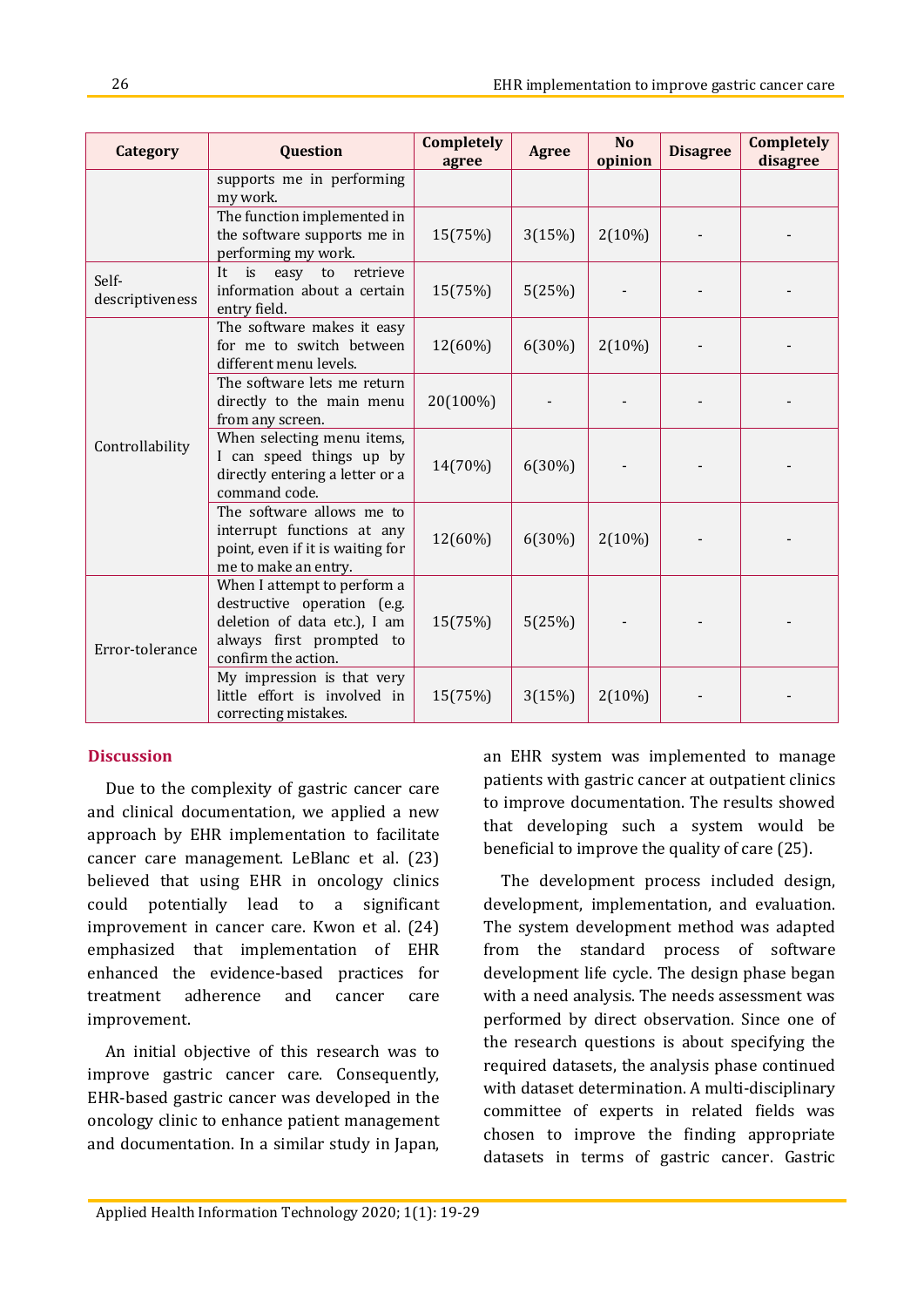| Category | Question | Completely agree | Agree | No opinion | Disagree | Completely disagree |
|---|---|---|---|---|---|---|
| | supports me in performing my work. | | | | | |
| | The function implemented in the software supports me in performing my work. | 15(75%) | 3(15%) | 2(10%) | - | - |
| Self-descriptiveness | It is easy to retrieve information about a certain entry field. | 15(75%) | 5(25%) | - | - | - |
| Controllability | The software makes it easy for me to switch between different menu levels. | 12(60%) | 6(30%) | 2(10%) | - | - |
| | The software lets me return directly to the main menu from any screen. | 20(100%) | - | - | - | - |
| | When selecting menu items, I can speed things up by directly entering a letter or a command code. | 14(70%) | 6(30%) | - | - | - |
| | The software allows me to interrupt functions at any point, even if it is waiting for me to make an entry. | 12(60%) | 6(30%) | 2(10%) | - | - |
| Error-tolerance | When I attempt to perform a destructive operation (e.g. deletion of data etc.), I am always first prompted to confirm the action. | 15(75%) | 5(25%) | - | - | - |
| | My impression is that very little effort is involved in correcting mistakes. | 15(75%) | 3(15%) | 2(10%) | - | - |

## Discussion

Due to the complexity of gastric cancer care and clinical documentation, we applied a new approach by EHR implementation to facilitate cancer care management. LeBlanc et al. (23) believed that using EHR in oncology clinics could potentially lead to a significant improvement in cancer care. Kwon et al. (24) emphasized that implementation of EHR enhanced the evidence-based practices for treatment adherence and cancer care improvement.

An initial objective of this research was to improve gastric cancer care. Consequently, EHR-based gastric cancer was developed in the oncology clinic to enhance patient management and documentation. In a similar study in Japan, an EHR system was implemented to manage patients with gastric cancer at outpatient clinics to improve documentation. The results showed that developing such a system would be beneficial to improve the quality of care (25).

The development process included design, development, implementation, and evaluation. The system development method was adapted from the standard process of software development life cycle. The design phase began with a need analysis. The needs assessment was performed by direct observation. Since one of the research questions is about specifying the required datasets, the analysis phase continued with dataset determination. A multi-disciplinary committee of experts in related fields was chosen to improve the finding appropriate datasets in terms of gastric cancer. Gastric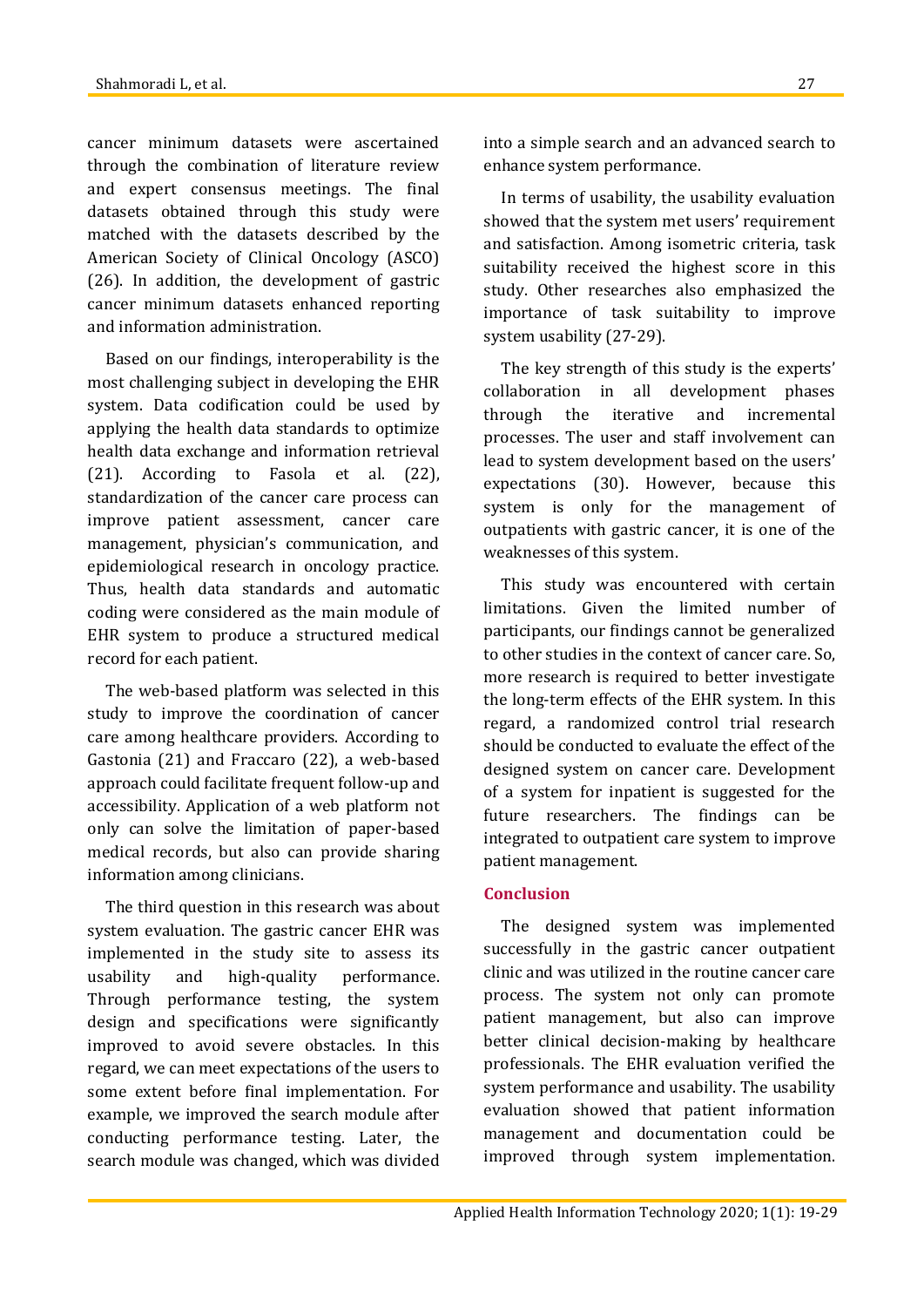cancer minimum datasets were ascertained through the combination of literature review and expert consensus meetings. The final datasets obtained through this study were matched with the datasets described by the American Society of Clinical Oncology (ASCO) (26). In addition, the development of gastric cancer minimum datasets enhanced reporting and information administration.

Based on our findings, interoperability is the most challenging subject in developing the EHR system. Data codification could be used by applying the health data standards to optimize health data exchange and information retrieval (21). According to Fasola et al. (22), standardization of the cancer care process can improve patient assessment, cancer care management, physician's communication, and epidemiological research in oncology practice. Thus, health data standards and automatic coding were considered as the main module of EHR system to produce a structured medical record for each patient.

The web-based platform was selected in this study to improve the coordination of cancer care among healthcare providers. According to Gastonia (21) and Fraccaro (22), a web-based approach could facilitate frequent follow-up and accessibility. Application of a web platform not only can solve the limitation of paper-based medical records, but also can provide sharing information among clinicians.

The third question in this research was about system evaluation. The gastric cancer EHR was implemented in the study site to assess its usability and high-quality performance. Through performance testing, the system design and specifications were significantly improved to avoid severe obstacles. In this regard, we can meet expectations of the users to some extent before final implementation. For example, we improved the search module after conducting performance testing. Later, the search module was changed, which was divided into a simple search and an advanced search to enhance system performance.

In terms of usability, the usability evaluation showed that the system met users' requirement and satisfaction. Among isometric criteria, task suitability received the highest score in this study. Other researches also emphasized the importance of task suitability to improve system usability (27-29).

The key strength of this study is the experts' collaboration in all development phases through the iterative and incremental processes. The user and staff involvement can lead to system development based on the users' expectations (30). However, because this system is only for the management of outpatients with gastric cancer, it is one of the weaknesses of this system.

This study was encountered with certain limitations. Given the limited number of participants, our findings cannot be generalized to other studies in the context of cancer care. So, more research is required to better investigate the long-term effects of the EHR system. In this regard, a randomized control trial research should be conducted to evaluate the effect of the designed system on cancer care. Development of a system for inpatient is suggested for the future researchers. The findings can be integrated to outpatient care system to improve patient management.

## Conclusion

The designed system was implemented successfully in the gastric cancer outpatient clinic and was utilized in the routine cancer care process. The system not only can promote patient management, but also can improve better clinical decision-making by healthcare professionals. The EHR evaluation verified the system performance and usability. The usability evaluation showed that patient information management and documentation could be improved through system implementation.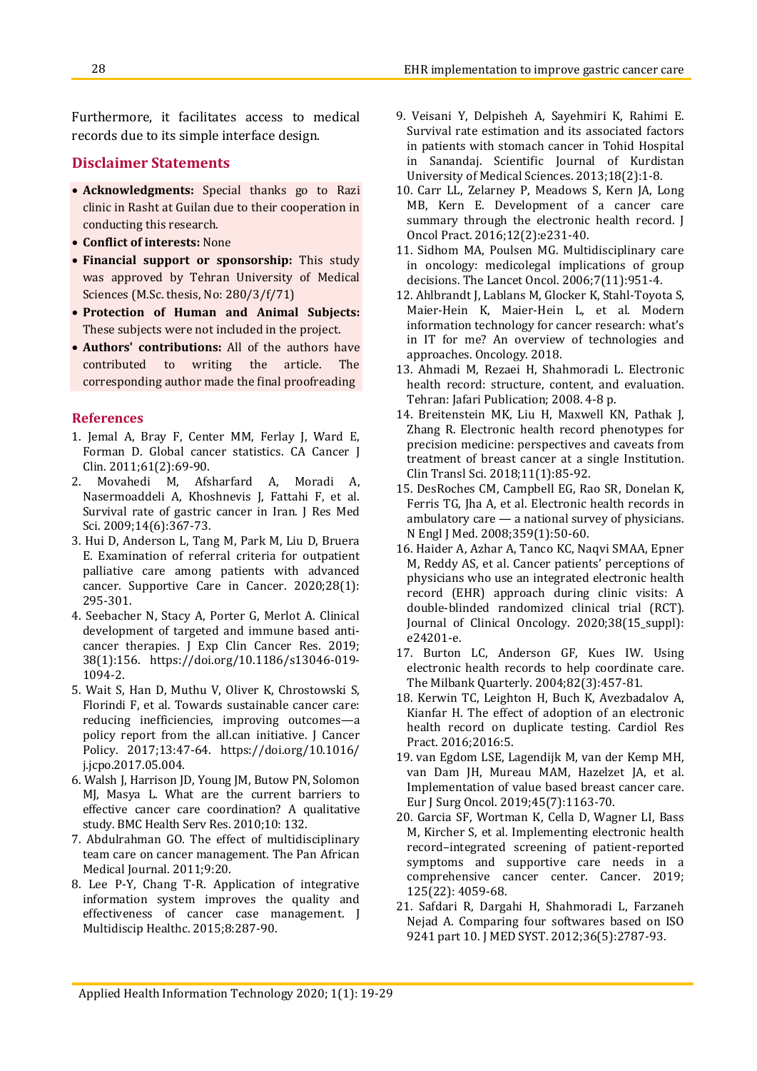Furthermore, it facilitates access to medical records due to its simple interface design.

## Disclaimer Statements

- **Acknowledgments:** Special thanks go to Razi clinic in Rasht at Guilan due to their cooperation in conducting this research.
- **Conflict of interests:** None
- **Financial support or sponsorship:** This study was approved by Tehran University of Medical Sciences (M.Sc. thesis, No: 280/3/f/71)
- **Protection of Human and Animal Subjects:** These subjects were not included in the project.
- **Authors' contributions:** All of the authors have contributed to writing the article. The corresponding author made the final proofreading

## References

1. Jemal A, Bray F, Center MM, Ferlay J, Ward E, Forman D. Global cancer statistics. CA Cancer J Clin. 2011;61(2):69-90.
2. Movahedi M, Afsharfard A, Moradi A, Nasermoaddeli A, Khoshnevis J, Fattahi F, et al. Survival rate of gastric cancer in Iran. J Res Med Sci. 2009;14(6):367-73.
3. Hui D, Anderson L, Tang M, Park M, Liu D, Bruera E. Examination of referral criteria for outpatient palliative care among patients with advanced cancer. Supportive Care in Cancer. 2020;28(1): 295-301.
4. Seebacher N, Stacy A, Porter G, Merlot A. Clinical development of targeted and immune based anti-cancer therapies. J Exp Clin Cancer Res. 2019; 38(1):156. https://doi.org/10.1186/s13046-019-1094-2.
5. Wait S, Han D, Muthu V, Oliver K, Chrostowski S, Florindi F, et al. Towards sustainable cancer care: reducing inefficiencies, improving outcomes—a policy report from the all.can initiative. J Cancer Policy. 2017;13:47-64. https://doi.org/10.1016/j.jcpo.2017.05.004.
6. Walsh J, Harrison JD, Young JM, Butow PN, Solomon MJ, Masya L. What are the current barriers to effective cancer care coordination? A qualitative study. BMC Health Serv Res. 2010;10: 132.
7. Abdulrahman GO. The effect of multidisciplinary team care on cancer management. The Pan African Medical Journal. 2011;9:20.
8. Lee P-Y, Chang T-R. Application of integrative information system improves the quality and effectiveness of cancer case management. J Multidiscip Healthc. 2015;8:287-90.
9. Veisani Y, Delpisheh A, Sayehmiri K, Rahimi E. Survival rate estimation and its associated factors in patients with stomach cancer in Tohid Hospital in Sanandaj. Scientific Journal of Kurdistan University of Medical Sciences. 2013;18(2):1-8.
10. Carr LL, Zelarney P, Meadows S, Kern JA, Long MB, Kern E. Development of a cancer care summary through the electronic health record. J Oncol Pract. 2016;12(2):e231-40.
11. Sidhom MA, Poulsen MG. Multidisciplinary care in oncology: medicolegal implications of group decisions. The Lancet Oncol. 2006;7(11):951-4.
12. Ahlbrandt J, Lablans M, Glocker K, Stahl-Toyota S, Maier-Hein K, Maier-Hein L, et al. Modern information technology for cancer research: what's in IT for me? An overview of technologies and approaches. Oncology. 2018.
13. Ahmadi M, Rezaei H, Shahmoradi L. Electronic health record: structure, content, and evaluation. Tehran: Jafari Publication; 2008. 4-8 p.
14. Breitenstein MK, Liu H, Maxwell KN, Pathak J, Zhang R. Electronic health record phenotypes for precision medicine: perspectives and caveats from treatment of breast cancer at a single Institution. Clin Transl Sci. 2018;11(1):85-92.
15. DesRoches CM, Campbell EG, Rao SR, Donelan K, Ferris TG, Jha A, et al. Electronic health records in ambulatory care — a national survey of physicians. N Engl J Med. 2008;359(1):50-60.
16. Haider A, Azhar A, Tanco KC, Naqvi SMAA, Epner M, Reddy AS, et al. Cancer patients' perceptions of physicians who use an integrated electronic health record (EHR) approach during clinic visits: A double-blinded randomized clinical trial (RCT). Journal of Clinical Oncology. 2020;38(15_suppl): e24201-e.
17. Burton LC, Anderson GF, Kues IW. Using electronic health records to help coordinate care. The Milbank Quarterly. 2004;82(3):457-81.
18. Kerwin TC, Leighton H, Buch K, Avezbadalov A, Kianfar H. The effect of adoption of an electronic health record on duplicate testing. Cardiol Res Pract. 2016;2016:5.
19. van Egdom LSE, Lagendijk M, van der Kemp MH, van Dam JH, Mureau MAM, Hazelzet JA, et al. Implementation of value based breast cancer care. Eur J Surg Oncol. 2019;45(7):1163-70.
20. Garcia SF, Wortman K, Cella D, Wagner LI, Bass M, Kircher S, et al. Implementing electronic health record–integrated screening of patient-reported symptoms and supportive care needs in a comprehensive cancer center. Cancer. 2019; 125(22): 4059-68.
21. Safdari R, Dargahi H, Shahmoradi L, Farzaneh Nejad A. Comparing four softwares based on ISO 9241 part 10. J MED SYST. 2012;36(5):2787-93.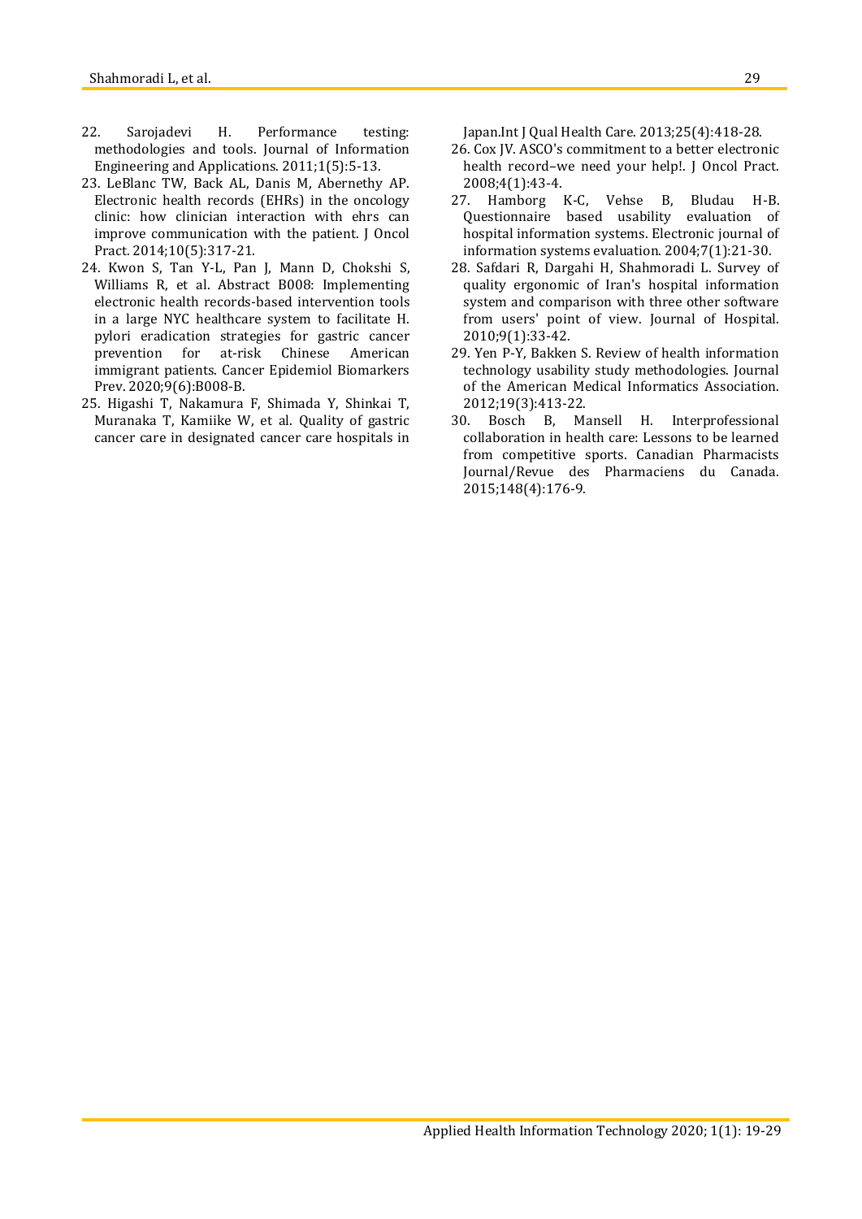22. Sarojadevi H. Performance testing: methodologies and tools. Journal of Information Engineering and Applications. 2011;1(5):5-13.
23. LeBlanc TW, Back AL, Danis M, Abernethy AP. Electronic health records (EHRs) in the oncology clinic: how clinician interaction with ehrs can improve communication with the patient. J Oncol Pract. 2014;10(5):317-21.
24. Kwon S, Tan Y-L, Pan J, Mann D, Chokshi S, Williams R, et al. Abstract B008: Implementing electronic health records-based intervention tools in a large NYC healthcare system to facilitate H. pylori eradication strategies for gastric cancer prevention for at-risk Chinese American immigrant patients. Cancer Epidemiol Biomarkers Prev. 2020;9(6):B008-B.
25. Higashi T, Nakamura F, Shimada Y, Shinkai T, Muranaka T, Kamiike W, et al. Quality of gastric cancer care in designated cancer care hospitals in Japan.Int J Qual Health Care. 2013;25(4):418-28.
26. Cox JV. ASCO's commitment to a better electronic health record–we need your help!. J Oncol Pract. 2008;4(1):43-4.
27. Hamborg K-C, Vehse B, Bludau H-B. Questionnaire based usability evaluation of hospital information systems. Electronic journal of information systems evaluation. 2004;7(1):21-30.
28. Safdari R, Dargahi H, Shahmoradi L. Survey of quality ergonomic of Iran's hospital information system and comparison with three other software from users' point of view. Journal of Hospital. 2010;9(1):33-42.
29. Yen P-Y, Bakken S. Review of health information technology usability study methodologies. Journal of the American Medical Informatics Association. 2012;19(3):413-22.
30. Bosch B, Mansell H. Interprofessional collaboration in health care: Lessons to be learned from competitive sports. Canadian Pharmacists Journal/Revue des Pharmaciens du Canada. 2015;148(4):176-9.